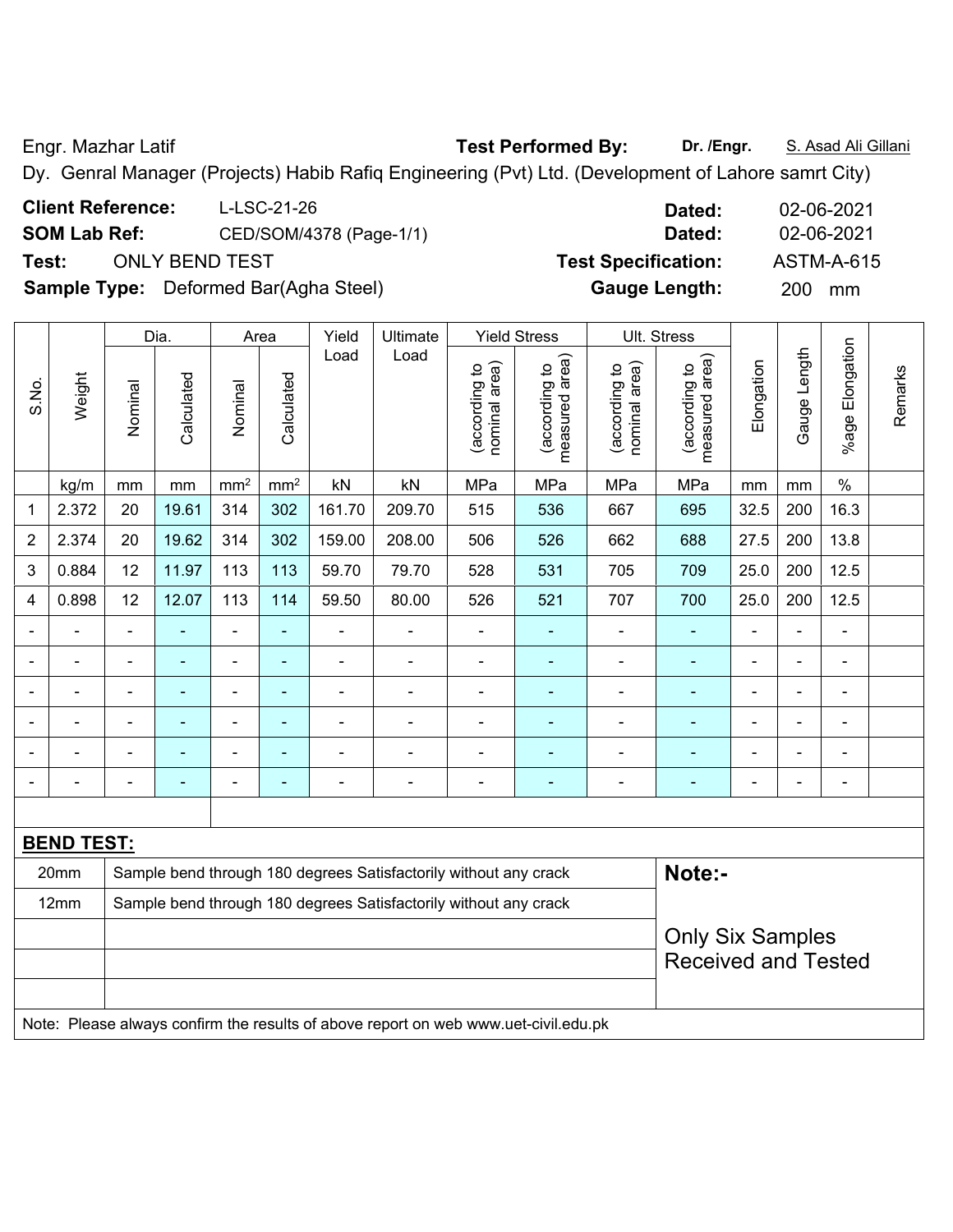Engr. Mazhar Latif **Test Performed By:** **Dr. /Engr.** S. Asad Ali Gillani

Dy. Genral Manager (Projects) Habib Rafiq Engineering (Pvt) Ltd. (Development of Lahore samrt City)

**Client Reference:** L-LSC-21-26 **Dated:** 02-06-2021

**SOM Lab Ref:** CED/SOM/4378 (Page-1/1) **Dated:** 02-06-2021

**Test:** ONLY BEND TEST **Test Specification:** ASTM-A-615

**Sample Type:** Deformed Bar(Agha Steel) **Gauge Length:** 200 mm

| S.No. | Weight | Dia. | | Area | | Yield Load | Ultimate Load | Yield Stress | | Ult. Stress | | Elongation | Gauge Length | %age Elongation | Remarks |
|---|---|---|---|---|---|---|---|---|---|---|---|---|---|---|---|
| | | Nominal | Calculated | Nominal | Calculated | | | (according to nominal area) | (according to measured area) | (according to nominal area) | (according to measured area) | | | | |
| | kg/m | mm | mm | mm² | mm² | kN | kN | MPa | MPa | MPa | MPa | mm | mm | % | |
| 1 | 2.372 | 20 | 19.61 | 314 | 302 | 161.70 | 209.70 | 515 | 536 | 667 | 695 | 32.5 | 200 | 16.3 | |
| 2 | 2.374 | 20 | 19.62 | 314 | 302 | 159.00 | 208.00 | 506 | 526 | 662 | 688 | 27.5 | 200 | 13.8 | |
| 3 | 0.884 | 12 | 11.97 | 113 | 113 | 59.70 | 79.70 | 528 | 531 | 705 | 709 | 25.0 | 200 | 12.5 | |
| 4 | 0.898 | 12 | 12.07 | 113 | 114 | 59.50 | 80.00 | 526 | 521 | 707 | 700 | 25.0 | 200 | 12.5 | |
| - | - | - | - | - | - | - | - | - | - | - | - | - | - | - | |
| - | - | - | - | - | - | - | - | - | - | - | - | - | - | - | |
| - | - | - | - | - | - | - | - | - | - | - | - | - | - | - | |
| - | - | - | - | - | - | - | - | - | - | - | - | - | - | - | |
| - | - | - | - | - | - | - | - | - | - | - | - | - | - | - | |
| - | - | - | - | - | - | - | - | - | - | - | - | - | - | - | |

**BEND TEST:**

| | | |
|---|---|---|
| 20mm | Sample bend through 180 degrees Satisfactorily without any crack | **Note:-** |
| 12mm | Sample bend through 180 degrees Satisfactorily without any crack | Only Six Samples Received and Tested |

Note: Please always confirm the results of above report on web www.uet-civil.edu.pk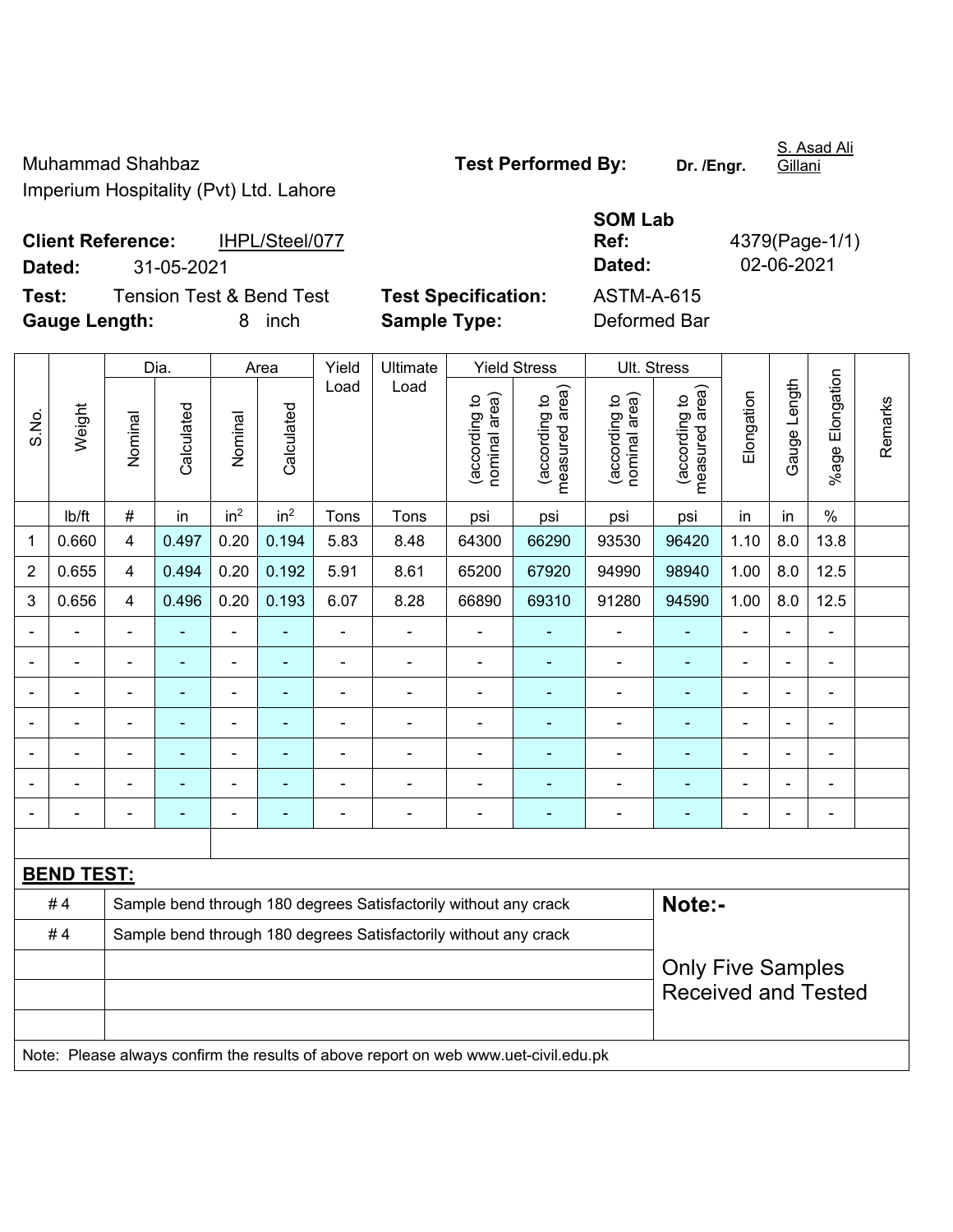Muhammad Shahbaz
Imperium Hospitality (Pvt) Ltd. Lahore

**Test Performed By:** Dr. /Engr. S. Asad Ali Gillani

**Client Reference:** IHPL/Steel/077
**Dated:** 31-05-2021

**SOM Lab Ref:** 4379(Page-1/1)
**Dated:** 02-06-2021

**Test:** Tension Test & Bend Test
**Gauge Length:** 8 inch

**Test Specification:** ASTM-A-615
**Sample Type:** Deformed Bar

| S.No. | Weight | Dia. | | Area | | Yield Load | Ultimate Load | Yield Stress | | Ult. Stress | | Elongation | Gauge Length | %age Elongation | Remarks |
|---|---|---|---|---|---|---|---|---|---|---|---|---|---|---|---|
| | | Nominal | Calculated | Nominal | Calculated | | | (according to nominal area) | (according to measured area) | (according to nominal area) | (according to measured area) | | | | |
| | lb/ft | # | in | $in^2$ | $in^2$ | Tons | Tons | psi | psi | psi | psi | in | in | % | |
| 1 | 0.660 | 4 | 0.497 | 0.20 | 0.194 | 5.83 | 8.48 | 64300 | 66290 | 93530 | 96420 | 1.10 | 8.0 | 13.8 | |
| 2 | 0.655 | 4 | 0.494 | 0.20 | 0.192 | 5.91 | 8.61 | 65200 | 67920 | 94990 | 98940 | 1.00 | 8.0 | 12.5 | |
| 3 | 0.656 | 4 | 0.496 | 0.20 | 0.193 | 6.07 | 8.28 | 66890 | 69310 | 91280 | 94590 | 1.00 | 8.0 | 12.5 | |
| - | - | - | - | - | - | - | - | - | - | - | - | - | - | - | |
| - | - | - | - | - | - | - | - | - | - | - | - | - | - | - | |
| - | - | - | - | - | - | - | - | - | - | - | - | - | - | - | |
| - | - | - | - | - | - | - | - | - | - | - | - | - | - | - | |
| - | - | - | - | - | - | - | - | - | - | - | - | - | - | - | |
| - | - | - | - | - | - | - | - | - | - | - | - | - | - | - | |
| - | - | - | - | - | - | - | - | - | - | - | - | - | - | - | |

**BEND TEST:**

| | | |
|---|---|---|
| # 4 | Sample bend through 180 degrees Satisfactorily without any crack | **Note:-** |
| # 4 | Sample bend through 180 degrees Satisfactorily without any crack | Only Five Samples Received and Tested |
| | | |
| | | |
| | | |

Note: Please always confirm the results of above report on web www.uet-civil.edu.pk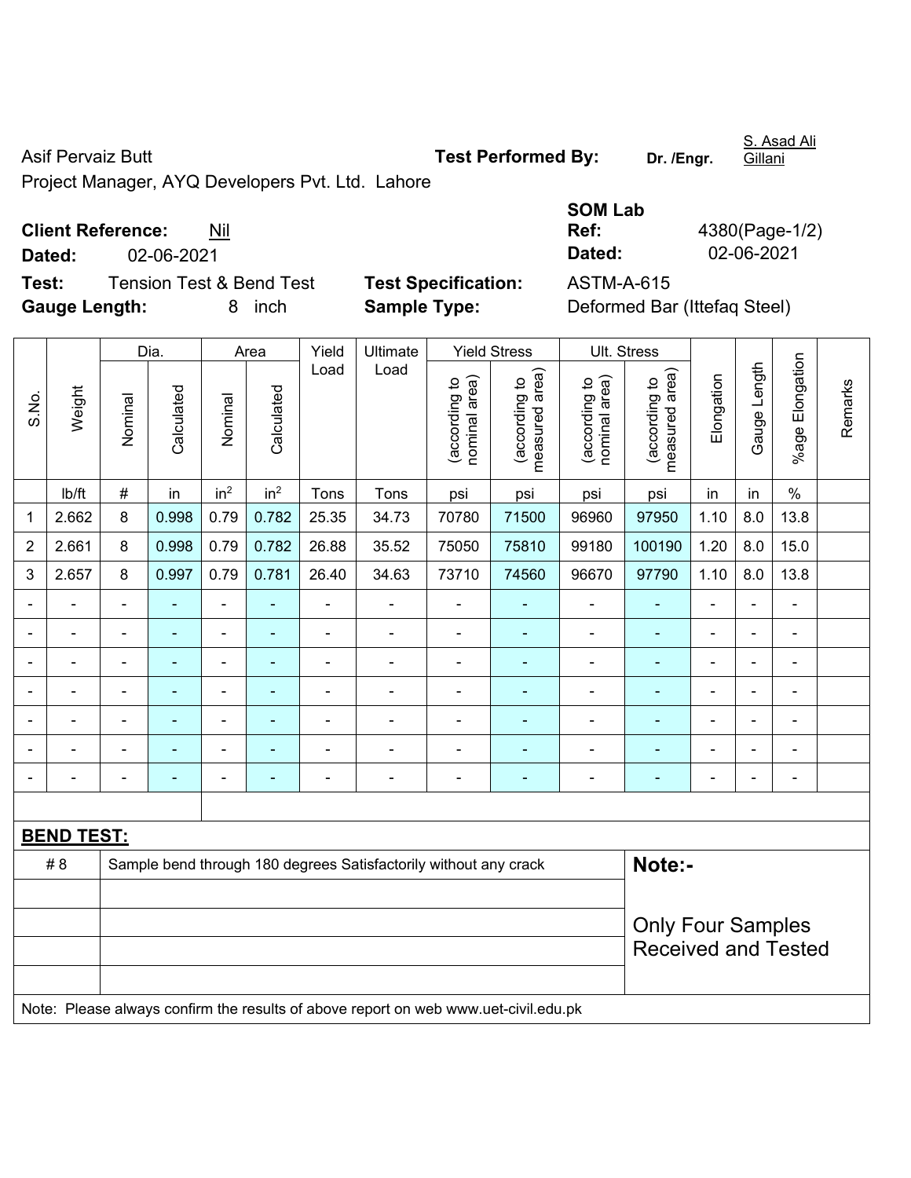Asif Pervaiz Butt

Project Manager, AYQ Developers Pvt. Ltd. Lahore

**Test Performed By:** **Dr. /Engr.** S. Asad Ali Gillani

**Client Reference:** Nil

**Dated:** 02-06-2021

**SOM Lab Ref:** 4380(Page-1/2)

**Dated:** 02-06-2021

**Test:** Tension Test & Bend Test

**Test Specification:** ASTM-A-615

**Gauge Length:** 8 inch

**Sample Type:** Deformed Bar (Ittefaq Steel)

| S.No. | Weight | Dia. | | Area | | Yield Load | Ultimate Load | Yield Stress | | Ult. Stress | | Elongation | Gauge Length | %age Elongation | Remarks |
|---|---|---|---|---|---|---|---|---|---|---|---|---|---|---|---|
| | | Nominal | Calculated | Nominal | Calculated | | | (according to nominal area) | (according to measured area) | (according to nominal area) | (according to measured area) | | | | |
| | lb/ft | # | in | $in^2$ | $in^2$ | Tons | Tons | psi | psi | psi | psi | in | in | % | |
| 1 | 2.662 | 8 | 0.998 | 0.79 | 0.782 | 25.35 | 34.73 | 70780 | 71500 | 96960 | 97950 | 1.10 | 8.0 | 13.8 | |
| 2 | 2.661 | 8 | 0.998 | 0.79 | 0.782 | 26.88 | 35.52 | 75050 | 75810 | 99180 | 100190 | 1.20 | 8.0 | 15.0 | |
| 3 | 2.657 | 8 | 0.997 | 0.79 | 0.781 | 26.40 | 34.63 | 73710 | 74560 | 96670 | 97790 | 1.10 | 8.0 | 13.8 | |
| - | - | - | - | - | - | - | - | - | - | - | - | - | - | - | |
| - | - | - | - | - | - | - | - | - | - | - | - | - | - | - | |
| - | - | - | - | - | - | - | - | - | - | - | - | - | - | - | |
| - | - | - | - | - | - | - | - | - | - | - | - | - | - | - | |
| - | - | - | - | - | - | - | - | - | - | - | - | - | - | - | |
| - | - | - | - | - | - | - | - | - | - | - | - | - | - | - | |
| - | - | - | - | - | - | - | - | - | - | - | - | - | - | - | |

**BEND TEST:**

| | | |
|---|---|---|
| # 8 | Sample bend through 180 degrees Satisfactorily without any crack | **Note:-** |
| | | Only Four Samples Received and Tested |

Note: Please always confirm the results of above report on web www.uet-civil.edu.pk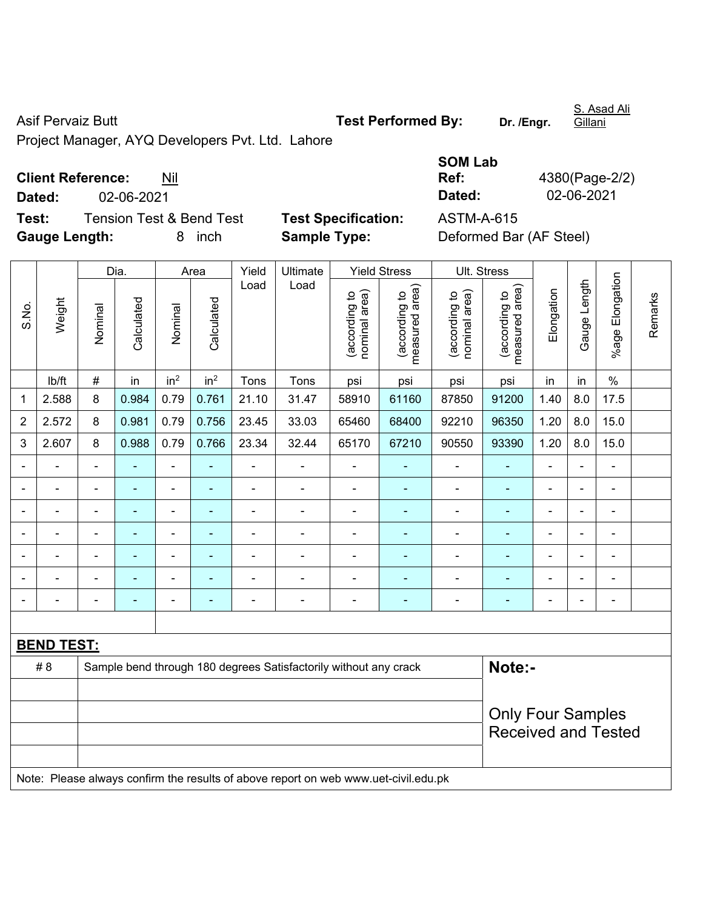Asif Pervaiz Butt

Project Manager, AYQ Developers Pvt. Ltd. Lahore

**Test Performed By:** Dr. /Engr. S. Asad Ali Gillani

**Client Reference:** Nil

**Dated:** 02-06-2021

**SOM Lab Ref:** 4380(Page-2/2)

**Dated:** 02-06-2021

**Test:** Tension Test & Bend Test

**Test Specification:** ASTM-A-615

**Gauge Length:** 8 inch

**Sample Type:** Deformed Bar (AF Steel)

| S.No. | Weight | Dia. | | Area | | Yield Load | Ultimate Load | Yield Stress | | Ult. Stress | | Elongation | Gauge Length | %age Elongation | Remarks |
|---|---|---|---|---|---|---|---|---|---|---|---|---|---|---|---|
| | | Nominal | Calculated | Nominal | Calculated | | | (according to nominal area) | (according to measured area) | (according to nominal area) | (according to measured area) | | | | |
| | lb/ft | # | in | $in^2$ | $in^2$ | Tons | Tons | psi | psi | psi | psi | in | in | % | |
| 1 | 2.588 | 8 | 0.984 | 0.79 | 0.761 | 21.10 | 31.47 | 58910 | 61160 | 87850 | 91200 | 1.40 | 8.0 | 17.5 | |
| 2 | 2.572 | 8 | 0.981 | 0.79 | 0.756 | 23.45 | 33.03 | 65460 | 68400 | 92210 | 96350 | 1.20 | 8.0 | 15.0 | |
| 3 | 2.607 | 8 | 0.988 | 0.79 | 0.766 | 23.34 | 32.44 | 65170 | 67210 | 90550 | 93390 | 1.20 | 8.0 | 15.0 | |
| - | - | - | - | - | - | - | - | - | - | - | - | - | - | - | |
| - | - | - | - | - | - | - | - | - | - | - | - | - | - | - | |
| - | - | - | - | - | - | - | - | - | - | - | - | - | - | - | |
| - | - | - | - | - | - | - | - | - | - | - | - | - | - | - | |
| - | - | - | - | - | - | - | - | - | - | - | - | - | - | - | |
| - | - | - | - | - | - | - | - | - | - | - | - | - | - | - | |
| - | - | - | - | - | - | - | - | - | - | - | - | - | - | - | |

**BEND TEST:**

| | | |
|---|---|---|
| # 8 | Sample bend through 180 degrees Satisfactorily without any crack | **Note:-** |
| | | Only Four Samples Received and Tested |

Note: Please always confirm the results of above report on web www.uet-civil.edu.pk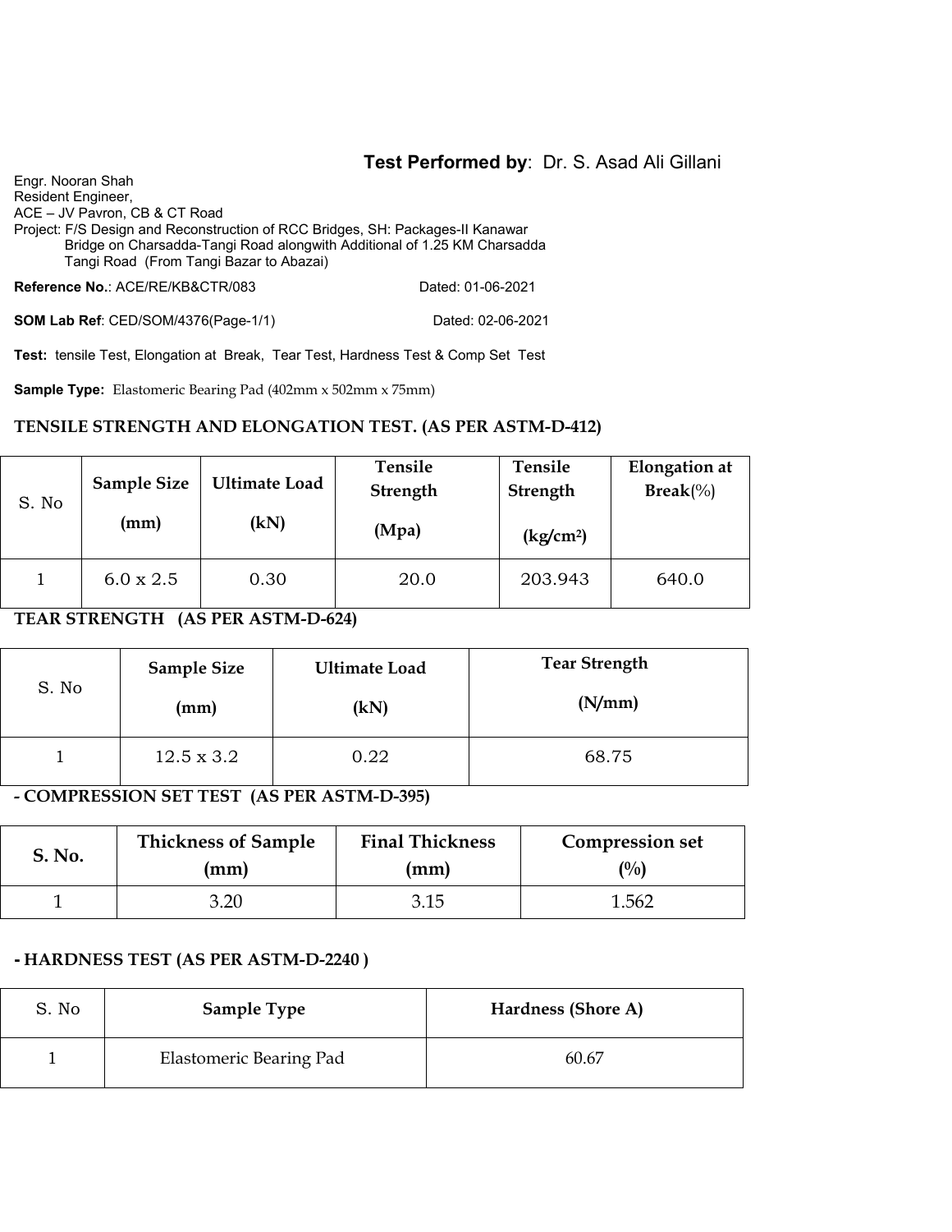**Test Performed by**: Dr. S. Asad Ali Gillani

Engr. Nooran Shah
Resident Engineer,
ACE – JV Pavron, CB & CT Road
Project: F/S Design and Reconstruction of RCC Bridges, SH: Packages-II Kanawar Bridge on Charsadda-Tangi Road alongwith Additional of 1.25 KM Charsadda Tangi Road (From Tangi Bazar to Abazai)

**Reference No.**: ACE/RE/KB&CTR/083 Dated: 01-06-2021

**SOM Lab Ref**: CED/SOM/4376(Page-1/1) Dated: 02-06-2021

**Test:** tensile Test, Elongation at Break, Tear Test, Hardness Test & Comp Set Test

**Sample Type:** Elastomeric Bearing Pad (402mm x 502mm x 75mm)

## TENSILE STRENGTH AND ELONGATION TEST. (AS PER ASTM-D-412)

| S. No | Sample Size (mm) | Ultimate Load (kN) | Tensile Strength (Mpa) | Tensile Strength ($kg/cm^2$) | Elongation at Break(%) |
|---|---|---|---|---|---|
| 1 | 6.0 x 2.5 | 0.30 | 20.0 | 203.943 | 640.0 |

## TEAR STRENGTH (AS PER ASTM-D-624)

| S. No | Sample Size (mm) | Ultimate Load (kN) | Tear Strength (N/mm) |
|---|---|---|---|
| 1 | 12.5 x 3.2 | 0.22 | 68.75 |

## - COMPRESSION SET TEST (AS PER ASTM-D-395)

| S. No. | Thickness of Sample (mm) | Final Thickness (mm) | Compression set (%) |
|---|---|---|---|
| 1 | 3.20 | 3.15 | 1.562 |

## - HARDNESS TEST (AS PER ASTM-D-2240 )

| S. No | Sample Type | Hardness (Shore A) |
|---|---|---|
| 1 | Elastomeric Bearing Pad | 60.67 |